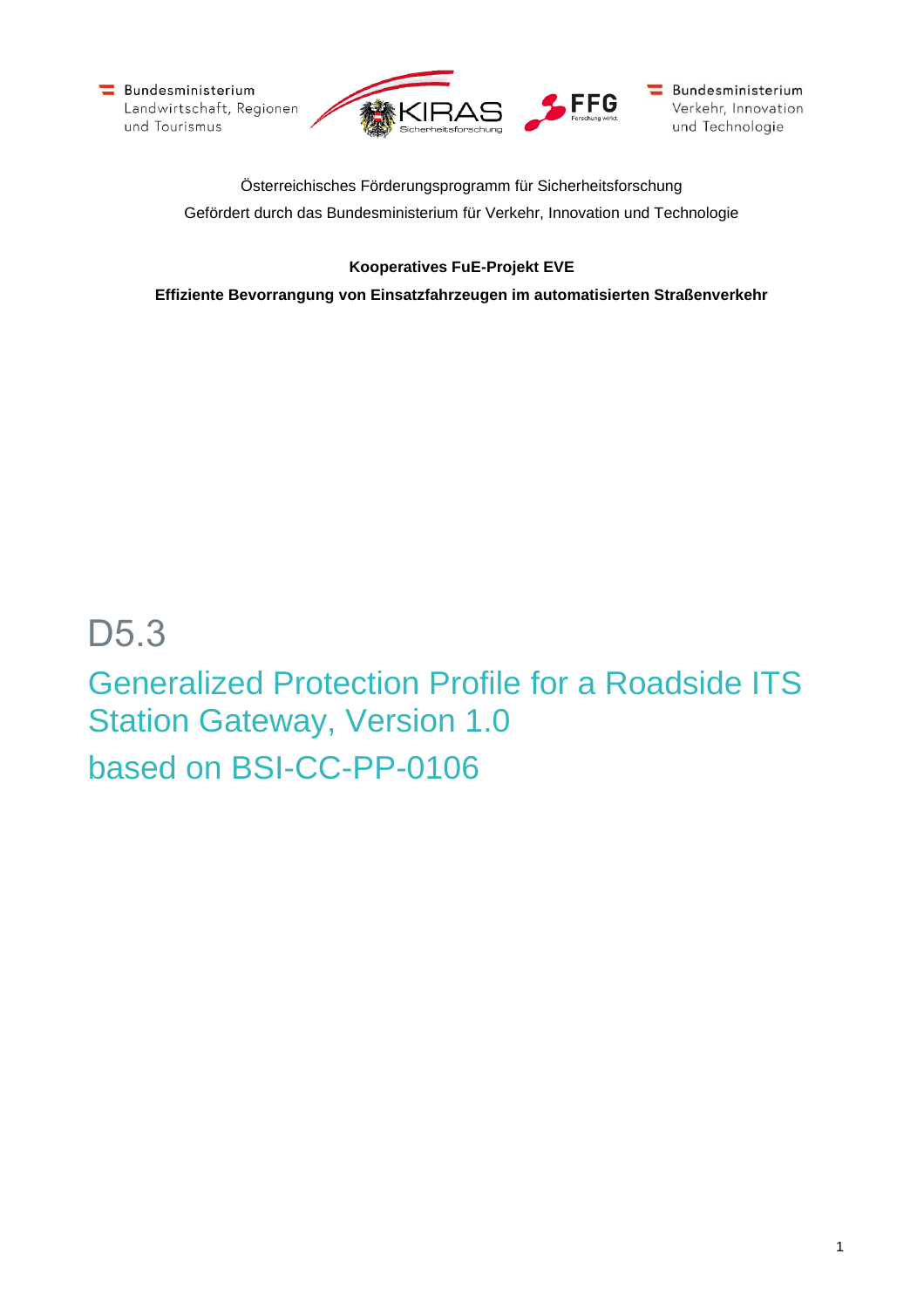Bundesministerium Landwirtschaft, Regionen und Tourismus

KIRAS Sicherheitsforschung

FFG Forschung wirkt.

Bundesministerium Verkehr, Innovation und Technologie

Österreichisches Förderungsprogramm für Sicherheitsforschung
Gefördert durch das Bundesministerium für Verkehr, Innovation und Technologie

**Kooperatives FuE-Projekt EVE**

**Effiziente Bevorrangung von Einsatzfahrzeugen im automatisierten Straßenverkehr**

# D5.3

## Generalized Protection Profile for a Roadside ITS Station Gateway, Version 1.0

## based on BSI-CC-PP-0106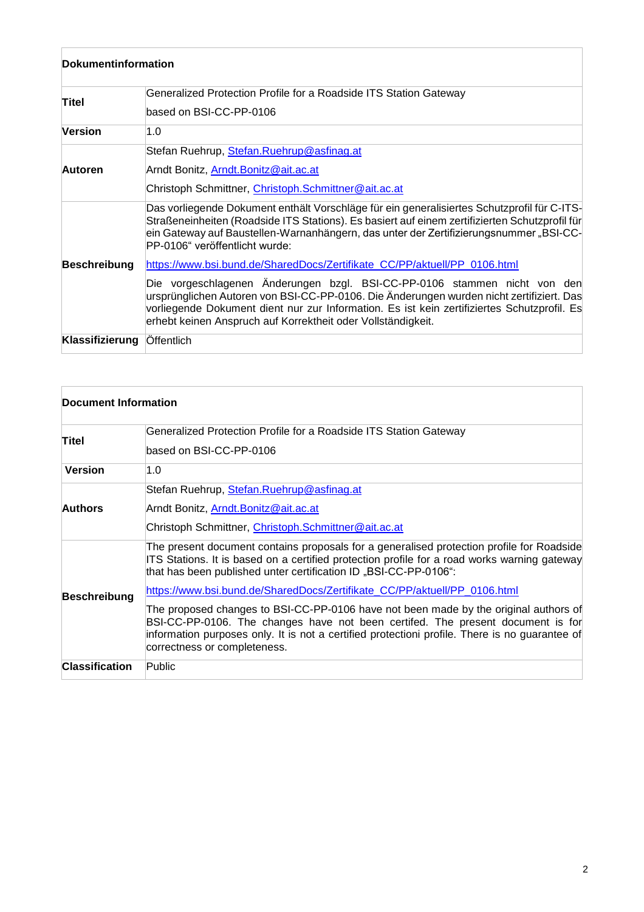| **Dokumentinformation** | |
|---|---|
| **Titel** | Generalized Protection Profile for a Roadside ITS Station Gateway<br>based on BSI-CC-PP-0106 |
| **Version** | 1.0 |
| **Autoren** | Stefan Ruehrup, Stefan.Ruehrup@asfinag.at<br>Arndt Bonitz, Arndt.Bonitz@ait.ac.at<br>Christoph Schmittner, Christoph.Schmittner@ait.ac.at |
| **Beschreibung** | Das vorliegende Dokument enthält Vorschläge für ein generalisiertes Schutzprofil für C-ITS-Straßeneinheiten (Roadside ITS Stations). Es basiert auf einem zertifizierten Schutzprofil für ein Gateway auf Baustellen-Warnanhängern, das unter der Zertifizierungsnummer „BSI-CC-PP-0106" veröffentlicht wurde:<br>https://www.bsi.bund.de/SharedDocs/Zertifikate_CC/PP/aktuell/PP_0106.html<br>Die vorgeschlagenen Änderungen bzgl. BSI-CC-PP-0106 stammen nicht von den ursprünglichen Autoren von BSI-CC-PP-0106. Die Änderungen wurden nicht zertifiziert. Das vorliegende Dokument dient nur zur Information. Es ist kein zertifiziertes Schutzprofil. Es erhebt keinen Anspruch auf Korrektheit oder Vollständigkeit. |
| **Klassifizierung** | Öffentlich |

| **Document Information** | |
|---|---|
| **Titel** | Generalized Protection Profile for a Roadside ITS Station Gateway<br>based on BSI-CC-PP-0106 |
| **Version** | 1.0 |
| **Authors** | Stefan Ruehrup, Stefan.Ruehrup@asfinag.at<br>Arndt Bonitz, Arndt.Bonitz@ait.ac.at<br>Christoph Schmittner, Christoph.Schmittner@ait.ac.at |
| **Beschreibung** | The present document contains proposals for a generalised protection profile for Roadside ITS Stations. It is based on a certified protection profile for a road works warning gateway that has been published unter certification ID „BSI-CC-PP-0106":<br>https://www.bsi.bund.de/SharedDocs/Zertifikate_CC/PP/aktuell/PP_0106.html<br>The proposed changes to BSI-CC-PP-0106 have not been made by the original authors of BSI-CC-PP-0106. The changes have not been certifed. The present document is for information purposes only. It is not a certified protectioni profile. There is no guarantee of correctness or completeness. |
| **Classification** | Public |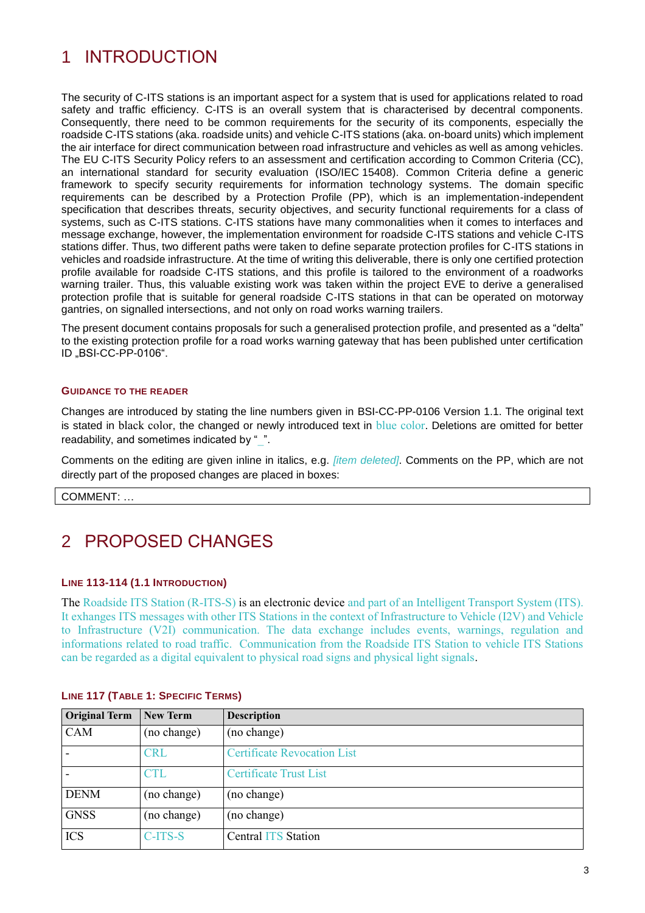# 1 INTRODUCTION

The security of C-ITS stations is an important aspect for a system that is used for applications related to road safety and traffic efficiency. C-ITS is an overall system that is characterised by decentral components. Consequently, there need to be common requirements for the security of its components, especially the roadside C-ITS stations (aka. roadside units) and vehicle C-ITS stations (aka. on-board units) which implement the air interface for direct communication between road infrastructure and vehicles as well as among vehicles. The EU C-ITS Security Policy refers to an assessment and certification according to Common Criteria (CC), an international standard for security evaluation (ISO/IEC 15408). Common Criteria define a generic framework to specify security requirements for information technology systems. The domain specific requirements can be described by a Protection Profile (PP), which is an implementation-independent specification that describes threats, security objectives, and security functional requirements for a class of systems, such as C-ITS stations. C-ITS stations have many commonalities when it comes to interfaces and message exchange, however, the implementation environment for roadside C-ITS stations and vehicle C-ITS stations differ. Thus, two different paths were taken to define separate protection profiles for C-ITS stations in vehicles and roadside infrastructure. At the time of writing this deliverable, there is only one certified protection profile available for roadside C-ITS stations, and this profile is tailored to the environment of a roadworks warning trailer. Thus, this valuable existing work was taken within the project EVE to derive a generalised protection profile that is suitable for general roadside C-ITS stations in that can be operated on motorway gantries, on signalled intersections, and not only on road works warning trailers.

The present document contains proposals for such a generalised protection profile, and presented as a "delta" to the existing protection profile for a road works warning gateway that has been published unter certification ID „BSI-CC-PP-0106".

### GUIDANCE TO THE READER

Changes are introduced by stating the line numbers given in BSI-CC-PP-0106 Version 1.1. The original text is stated in black color, the changed or newly introduced text in blue color. Deletions are omitted for better readability, and sometimes indicated by "_".

Comments on the editing are given inline in italics, e.g. *[item deleted]*. Comments on the PP, which are not directly part of the proposed changes are placed in boxes:

| COMMENT: … |
|---|

# 2 PROPOSED CHANGES

### LINE 113-114 (1.1 INTRODUCTION)

The Roadside ITS Station (R-ITS-S) is an electronic device and part of an Intelligent Transport System (ITS). It exhanges ITS messages with other ITS Stations in the context of Infrastructure to Vehicle (I2V) and Vehicle to Infrastructure (V2I) communication. The data exchange includes events, warnings, regulation and informations related to road traffic. Communication from the Roadside ITS Station to vehicle ITS Stations can be regarded as a digital equivalent to physical road signs and physical light signals.

### LINE 117 (TABLE 1: SPECIFIC TERMS)

| Original Term | New Term | Description |
|---|---|---|
| CAM | (no change) | (no change) |
| - | CRL | Certificate Revocation List |
| - | CTL | Certificate Trust List |
| DENM | (no change) | (no change) |
| GNSS | (no change) | (no change) |
| ICS | C-ITS-S | Central ITS Station |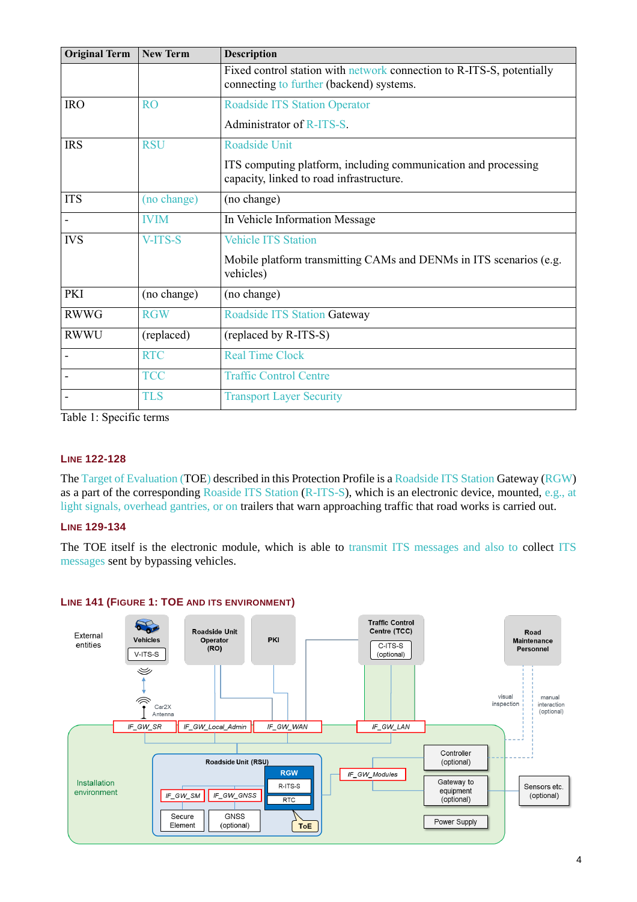| Original Term | New Term | Description |
|---|---|---|
| | | Fixed control station with network connection to R-ITS-S, potentially connecting to further (backend) systems. |
| IRO | RO | Roadside ITS Station Operator<br><br>Administrator of R-ITS-S. |
| IRS | RSU | Roadside Unit<br><br>ITS computing platform, including communication and processing capacity, linked to road infrastructure. |
| ITS | (no change) | (no change) |
| - | IVIM | In Vehicle Information Message |
| IVS | V-ITS-S | Vehicle ITS Station<br><br>Mobile platform transmitting CAMs and DENMs in ITS scenarios (e.g. vehicles) |
| PKI | (no change) | (no change) |
| RWWG | RGW | Roadside ITS Station Gateway |
| RWWU | (replaced) | (replaced by R-ITS-S) |
| - | RTC | Real Time Clock |
| - | TCC | Traffic Control Centre |
| - | TLS | Transport Layer Security |

Table 1: Specific terms

## Line 122-128

The Target of Evaluation (TOE) described in this Protection Profile is a Roadside ITS Station Gateway (RGW) as a part of the corresponding Roaside ITS Station (R-ITS-S), which is an electronic device, mounted, e.g., at light signals, overhead gantries, or on trailers that warn approaching traffic that road works is carried out.

## Line 129-134

The TOE itself is the electronic module, which is able to transmit ITS messages and also to collect ITS messages sent by bypassing vehicles.

## Line 141 (Figure 1: TOE and its environment)

External entities: Vehicles (V-ITS-S), Roadside Unit Operator (RO), PKI, Traffic Control Centre (TCC) (C-ITS-S (optional)), Road Maintenance Personnel

Car2X Antenna; visual inspection; manual interaction (optional)

IF_GW_SR, IF_GW_Local_Admin, IF_GW_WAN, IF_GW_LAN

Installation environment

Roadside Unit (RSU): RGW (R-ITS-S, RTC), ToE; IF_GW_SM, IF_GW_GNSS; Secure Element; GNSS (optional)

IF_GW_Modules; Controller (optional); Gateway to equipment (optional); Power Supply; Sensors etc. (optional)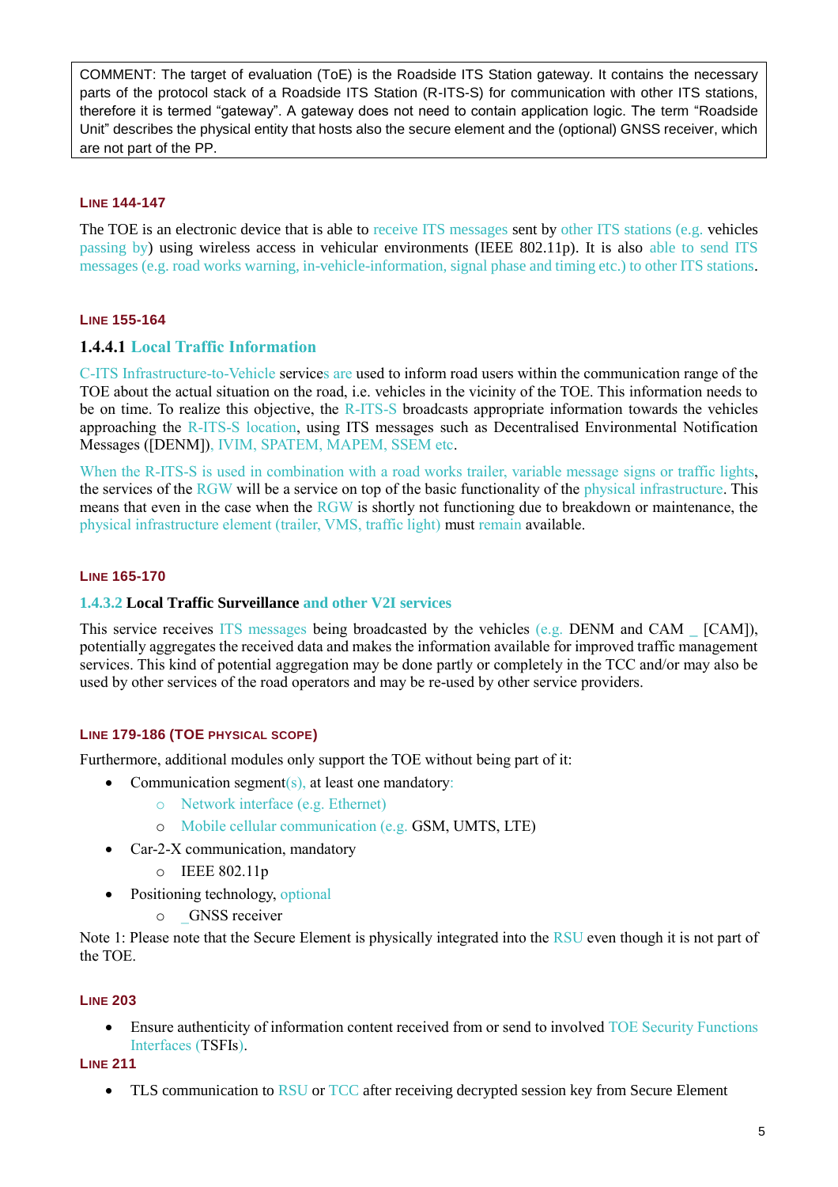COMMENT: The target of evaluation (ToE) is the Roadside ITS Station gateway. It contains the necessary parts of the protocol stack of a Roadside ITS Station (R-ITS-S) for communication with other ITS stations, therefore it is termed "gateway". A gateway does not need to contain application logic. The term "Roadside Unit" describes the physical entity that hosts also the secure element and the (optional) GNSS receiver, which are not part of the PP.

#### LINE 144-147

The TOE is an electronic device that is able to receive ITS messages sent by other ITS stations (e.g. vehicles passing by) using wireless access in vehicular environments (IEEE 802.11p). It is also able to send ITS messages (e.g. road works warning, in-vehicle-information, signal phase and timing etc.) to other ITS stations.

#### LINE 155-164

### 1.4.4.1 Local Traffic Information

C-ITS Infrastructure-to-Vehicle services are used to inform road users within the communication range of the TOE about the actual situation on the road, i.e. vehicles in the vicinity of the TOE. This information needs to be on time. To realize this objective, the R-ITS-S broadcasts appropriate information towards the vehicles approaching the R-ITS-S location, using ITS messages such as Decentralised Environmental Notification Messages ([DENM]), IVIM, SPATEM, MAPEM, SSEM etc.

When the R-ITS-S is used in combination with a road works trailer, variable message signs or traffic lights, the services of the RGW will be a service on top of the basic functionality of the physical infrastructure. This means that even in the case when the RGW is shortly not functioning due to breakdown or maintenance, the physical infrastructure element (trailer, VMS, traffic light) must remain available.

#### LINE 165-170

### 1.4.3.2 Local Traffic Surveillance and other V2I services

This service receives ITS messages being broadcasted by the vehicles (e.g. DENM and CAM _ [CAM]), potentially aggregates the received data and makes the information available for improved traffic management services. This kind of potential aggregation may be done partly or completely in the TCC and/or may also be used by other services of the road operators and may be re-used by other service providers.

#### LINE 179-186 (TOE PHYSICAL SCOPE)

Furthermore, additional modules only support the TOE without being part of it:

- Communication segment(s), at least one mandatory:
  - Network interface (e.g. Ethernet)
  - Mobile cellular communication (e.g. GSM, UMTS, LTE)
- Car-2-X communication, mandatory
  - IEEE 802.11p
- Positioning technology, optional
  - _GNSS receiver

Note 1: Please note that the Secure Element is physically integrated into the RSU even though it is not part of the TOE.

#### LINE 203

- Ensure authenticity of information content received from or send to involved TOE Security Functions Interfaces (TSFIs).

#### LINE 211

- TLS communication to RSU or TCC after receiving decrypted session key from Secure Element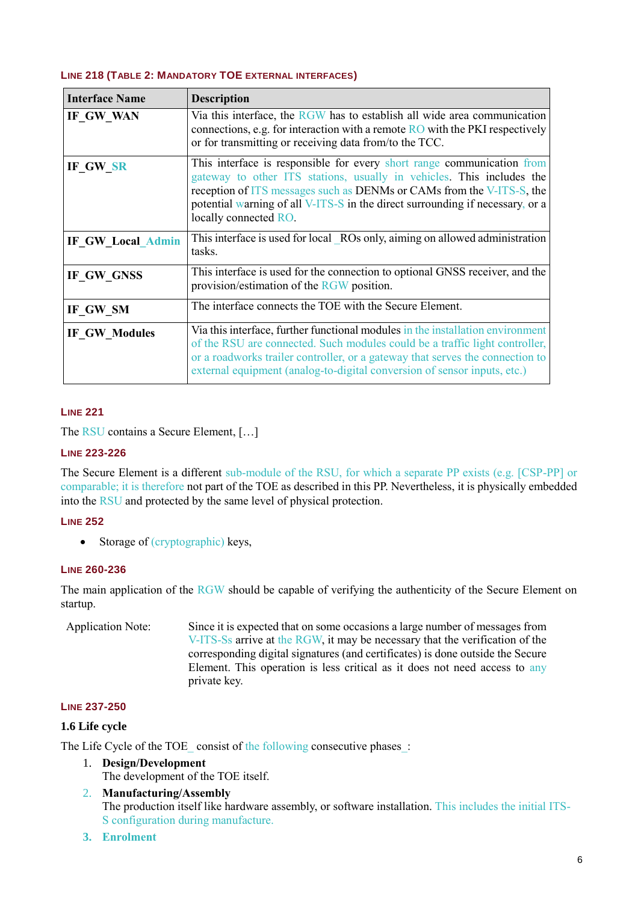#### Line 218 (Table 2: Mandatory TOE external interfaces)

| Interface Name | Description |
|---|---|
| **IF_GW_WAN** | Via this interface, the RGW has to establish all wide area communication connections, e.g. for interaction with a remote RO with the PKI respectively or for transmitting or receiving data from/to the TCC. |
| **IF_GW_SR** | This interface is responsible for every short range communication from gateway to other ITS stations, usually in vehicles. This includes the reception of ITS messages such as DENMs or CAMs from the V-ITS-S, the potential warning of all V-ITS-S in the direct surrounding if necessary, or a locally connected RO. |
| **IF_GW_Local_Admin** | This interface is used for local ROs only, aiming on allowed administration tasks. |
| **IF_GW_GNSS** | This interface is used for the connection to optional GNSS receiver, and the provision/estimation of the RGW position. |
| **IF_GW_SM** | The interface connects the TOE with the Secure Element. |
| **IF_GW_Modules** | Via this interface, further functional modules in the installation environment of the RSU are connected. Such modules could be a traffic light controller, or a roadworks trailer controller, or a gateway that serves the connection to external equipment (analog-to-digital conversion of sensor inputs, etc.) |

#### Line 221

The RSU contains a Secure Element, […]

#### Line 223-226

The Secure Element is a different sub-module of the RSU, for which a separate PP exists (e.g. [CSP-PP] or comparable; it is therefore not part of the TOE as described in this PP. Nevertheless, it is physically embedded into the RSU and protected by the same level of physical protection.

#### Line 252

- Storage of (cryptographic) keys,

#### Line 260-236

The main application of the RGW should be capable of verifying the authenticity of the Secure Element on startup.

Application Note: Since it is expected that on some occasions a large number of messages from V-ITS-Ss arrive at the RGW, it may be necessary that the verification of the corresponding digital signatures (and certificates) is done outside the Secure Element. This operation is less critical as it does not need access to any private key.

#### Line 237-250

**1.6 Life cycle**

The Life Cycle of the TOE consist of the following consecutive phases :

1. **Design/Development**
   The development of the TOE itself.
2. **Manufacturing/Assembly**
   The production itself like hardware assembly, or software installation. This includes the initial ITS-S configuration during manufacture.
3. **Enrolment**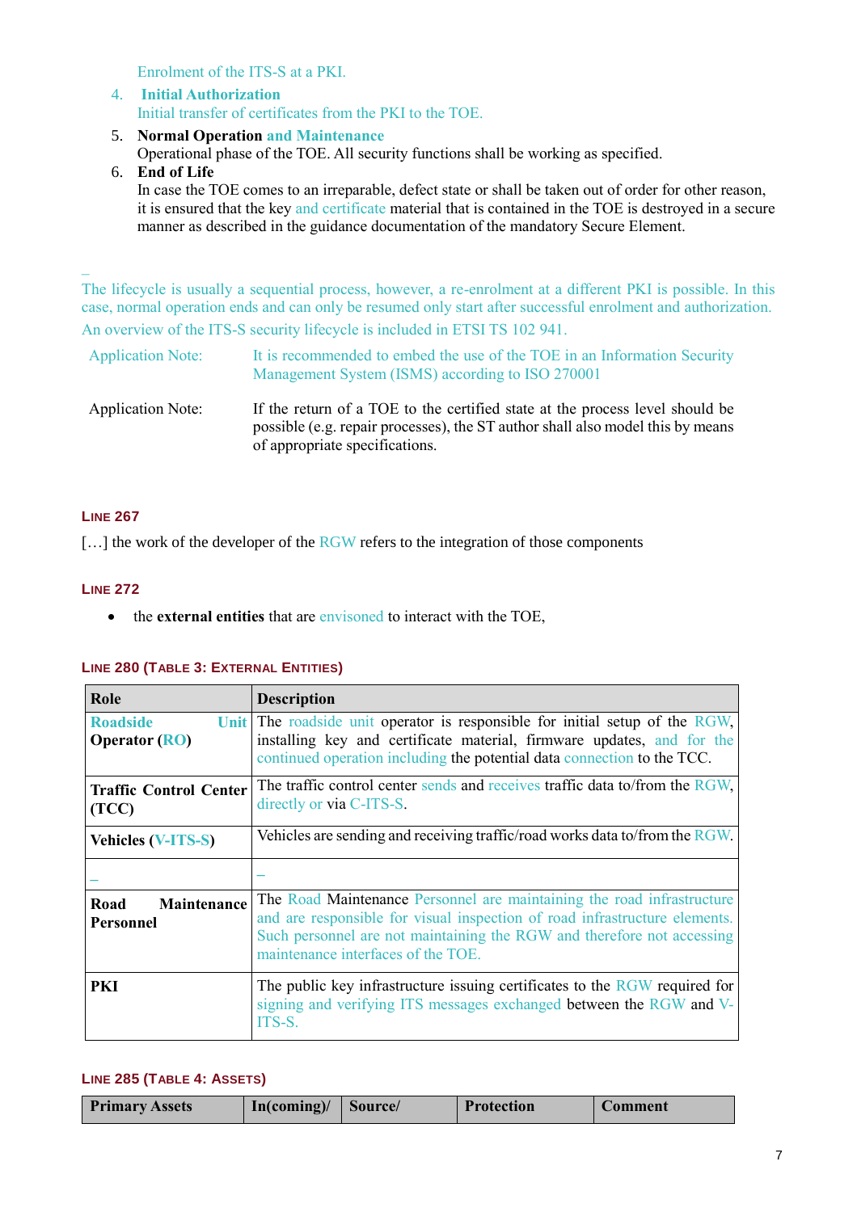Enrolment of the ITS-S at a PKI.

4. **Initial Authorization**
   Initial transfer of certificates from the PKI to the TOE.
5. **Normal Operation and Maintenance**
   Operational phase of the TOE. All security functions shall be working as specified.
6. **End of Life**
   In case the TOE comes to an irreparable, defect state or shall be taken out of order for other reason, it is ensured that the key and certificate material that is contained in the TOE is destroyed in a secure manner as described in the guidance documentation of the mandatory Secure Element.

_

The lifecycle is usually a sequential process, however, a re-enrolment at a different PKI is possible. In this case, normal operation ends and can only be resumed only start after successful enrolment and authorization.

An overview of the ITS-S security lifecycle is included in ETSI TS 102 941.

Application Note: It is recommended to embed the use of the TOE in an Information Security Management System (ISMS) according to ISO 270001

Application Note: If the return of a TOE to the certified state at the process level should be possible (e.g. repair processes), the ST author shall also model this by means of appropriate specifications.

#### LINE 267

[…] the work of the developer of the RGW refers to the integration of those components

#### LINE 272

- the **external entities** that are envisoned to interact with the TOE,

#### LINE 280 (TABLE 3: EXTERNAL ENTITIES)

| Role | Description |
|---|---|
| **Roadside Unit Operator (RO)** | The roadside unit operator is responsible for initial setup of the RGW, installing key and certificate material, firmware updates, and for the continued operation including the potential data connection to the TCC. |
| **Traffic Control Center (TCC)** | The traffic control center sends and receives traffic data to/from the RGW, directly or via C-ITS-S. |
| **Vehicles (V-ITS-S)** | Vehicles are sending and receiving traffic/road works data to/from the RGW. |
| _ | _ |
| **Road Maintenance Personnel** | The Road Maintenance Personnel are maintaining the road infrastructure and are responsible for visual inspection of road infrastructure elements. Such personnel are not maintaining the RGW and therefore not accessing maintenance interfaces of the TOE. |
| **PKI** | The public key infrastructure issuing certificates to the RGW required for signing and verifying ITS messages exchanged between the RGW and V-ITS-S. |

#### LINE 285 (TABLE 4: ASSETS)

| Primary Assets | In(coming)/ | Source/ | Protection | Comment |
|---|---|---|---|---|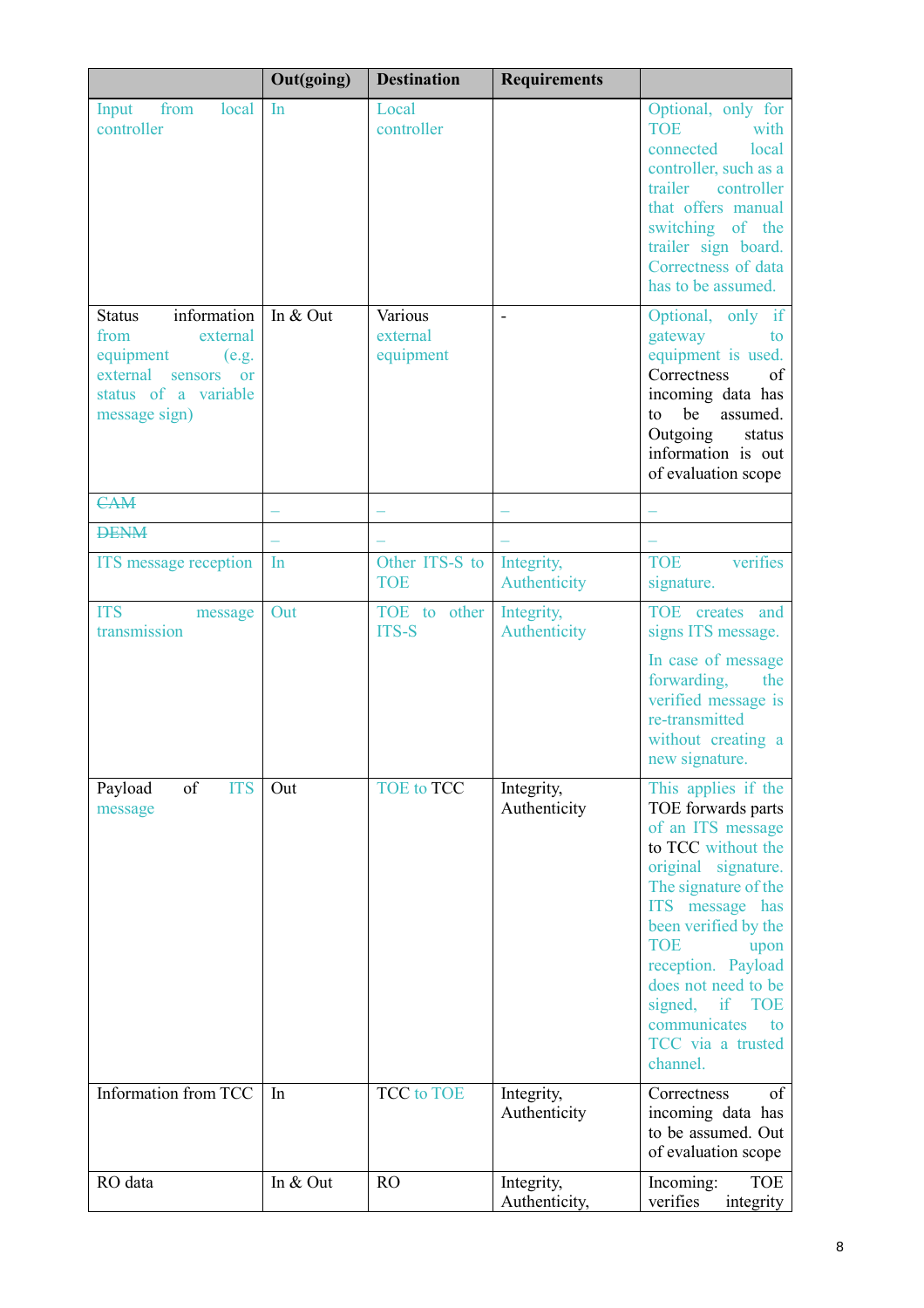| | Out(going) | Destination | Requirements | |
|---|---|---|---|---|
| Input from local controller | In | Local controller | | Optional, only for TOE with connected local controller, such as a trailer controller that offers manual switching of the trailer sign board. Correctness of data has to be assumed. |
| Status information from external equipment (e.g. external sensors or status of a variable message sign) | In & Out | Various external equipment | - | Optional, only if gateway to equipment is used. Correctness of incoming data has to be assumed. Outgoing status information is out of evaluation scope |
| ~~CAM~~ | – | – | – | – |
| ~~DENM~~ | – | – | – | – |
| ITS message reception | In | Other ITS-S to TOE | Integrity, Authenticity | TOE verifies signature. |
| ITS message transmission | Out | TOE to other ITS-S | Integrity, Authenticity | TOE creates and signs ITS message.<br><br>In case of message forwarding, the verified message is re-transmitted without creating a new signature. |
| Payload of ITS message | Out | TOE to TCC | Integrity, Authenticity | This applies if the TOE forwards parts of an ITS message to TCC without the original signature. The signature of the ITS message has been verified by the TOE upon reception. Payload does not need to be signed, if TOE communicates to TCC via a trusted channel. |
| Information from TCC | In | TCC to TOE | Integrity, Authenticity | Correctness of incoming data has to be assumed. Out of evaluation scope |
| RO data | In & Out | RO | Integrity, Authenticity, | Incoming: TOE verifies integrity |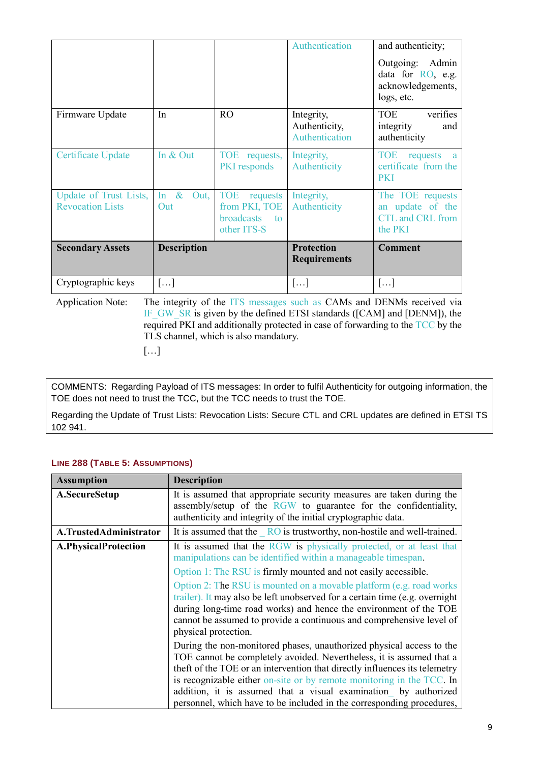|  |  |  | Authentication | and authenticity; Outgoing: Admin data for RO, e.g. acknowledgements, logs, etc. |
|---|---|---|---|---|
| Firmware Update | In | RO | Integrity, Authenticity, Authentication | TOE verifies integrity and authenticity |
| Certificate Update | In & Out | TOE requests, PKI responds | Integrity, Authenticity | TOE requests a certificate from the PKI |
| Update of Trust Lists, Revocation Lists | In & Out, Out | TOE requests from PKI, TOE broadcasts to other ITS-S | Integrity, Authenticity | The TOE requests an update of the CTL and CRL from the PKI |
| **Secondary Assets** | **Description** |  | **Protection Requirements** | **Comment** |
| Cryptographic keys | […] |  | […] | […] |

Application Note: The integrity of the ITS messages such as CAMs and DENMs received via IF_GW_SR is given by the defined ETSI standards ([CAM] and [DENM]), the required PKI and additionally protected in case of forwarding to the TCC by the TLS channel, which is also mandatory.

[…]

COMMENTS: Regarding Payload of ITS messages: In order to fulfil Authenticity for outgoing information, the TOE does not need to trust the TCC, but the TCC needs to trust the TOE.

Regarding the Update of Trust Lists: Revocation Lists: Secure CTL and CRL updates are defined in ETSI TS 102 941.

### Line 288 (Table 5: Assumptions)

| Assumption | Description |
|---|---|
| **A.SecureSetup** | It is assumed that appropriate security measures are taken during the assembly/setup of the RGW to guarantee for the confidentiality, authenticity and integrity of the initial cryptographic data. |
| **A.TrustedAdministrator** | It is assumed that the _ RO is trustworthy, non-hostile and well-trained. |
| **A.PhysicalProtection** | It is assumed that the RGW is physically protected, or at least that manipulations can be identified within a manageable timespan. Option 1: The RSU is firmly mounted and not easily accessible. Option 2: The RSU is mounted on a movable platform (e.g. road works trailer). It may also be left unobserved for a certain time (e.g. overnight during long-time road works) and hence the environment of the TOE cannot be assumed to provide a continuous and comprehensive level of physical protection. During the non-monitored phases, unauthorized physical access to the TOE cannot be completely avoided. Nevertheless, it is assumed that a theft of the TOE or an intervention that directly influences its telemetry is recognizable either on-site or by remote monitoring in the TCC. In addition, it is assumed that a visual examination_ by authorized personnel, which have to be included in the corresponding procedures, |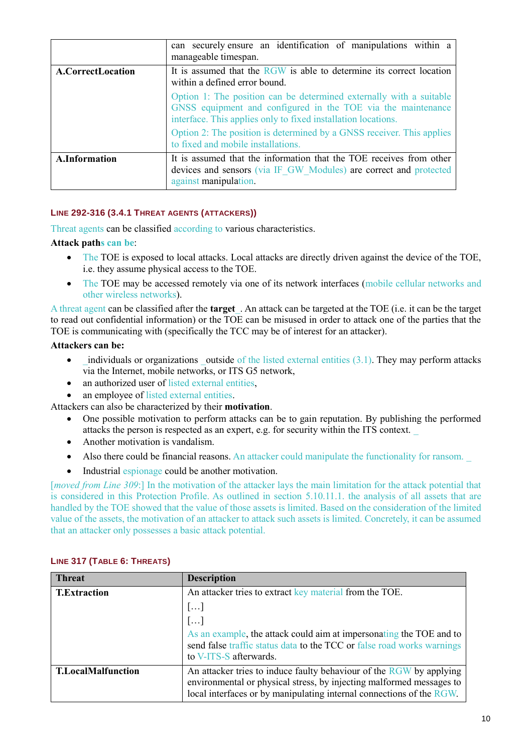|  | can securely ensure an identification of manipulations within a manageable timespan. |
| --- | --- |
| **A.CorrectLocation** | It is assumed that the RGW is able to determine its correct location within a defined error bound.<br>Option 1: The position can be determined externally with a suitable GNSS equipment and configured in the TOE via the maintenance interface. This applies only to fixed installation locations.<br>Option 2: The position is determined by a GNSS receiver. This applies to fixed and mobile installations. |
| **A.Information** | It is assumed that the information that the TOE receives from other devices and sensors (via IF_GW_Modules) are correct and protected against manipulation. |

### LINE 292-316 (3.4.1 THREAT AGENTS (ATTACKERS))

Threat agents can be classified according to various characteristics.

**Attack paths can be**:

- The TOE is exposed to local attacks. Local attacks are directly driven against the device of the TOE, i.e. they assume physical access to the TOE.
- The TOE may be accessed remotely via one of its network interfaces (mobile cellular networks and other wireless networks).

A threat agent can be classified after the **target** . An attack can be targeted at the TOE (i.e. it can be the target to read out confidential information) or the TOE can be misused in order to attack one of the parties that the TOE is communicating with (specifically the TCC may be of interest for an attacker).

**Attackers can be:**

- individuals or organizations outside of the listed external entities (3.1). They may perform attacks via the Internet, mobile networks, or ITS G5 network,
- an authorized user of listed external entities,
- an employee of listed external entities.

Attackers can also be characterized by their **motivation**.

- One possible motivation to perform attacks can be to gain reputation. By publishing the performed attacks the person is respected as an expert, e.g. for security within the ITS context.
- Another motivation is vandalism.
- Also there could be financial reasons. An attacker could manipulate the functionality for ransom.
- Industrial espionage could be another motivation.

[*moved from Line 309*:] In the motivation of the attacker lays the main limitation for the attack potential that is considered in this Protection Profile. As outlined in section 5.10.11.1. the analysis of all assets that are handled by the TOE showed that the value of those assets is limited. Based on the consideration of the limited value of the assets, the motivation of an attacker to attack such assets is limited. Concretely, it can be assumed that an attacker only possesses a basic attack potential.

### LINE 317 (TABLE 6: THREATS)

| Threat | Description |
| --- | --- |
| **T.Extraction** | An attacker tries to extract key material from the TOE.<br>[…]<br>[…]<br>As an example, the attack could aim at impersonating the TOE and to send false traffic status data to the TCC or false road works warnings to V-ITS-S afterwards. |
| **T.LocalMalfunction** | An attacker tries to induce faulty behaviour of the RGW by applying environmental or physical stress, by injecting malformed messages to local interfaces or by manipulating internal connections of the RGW. |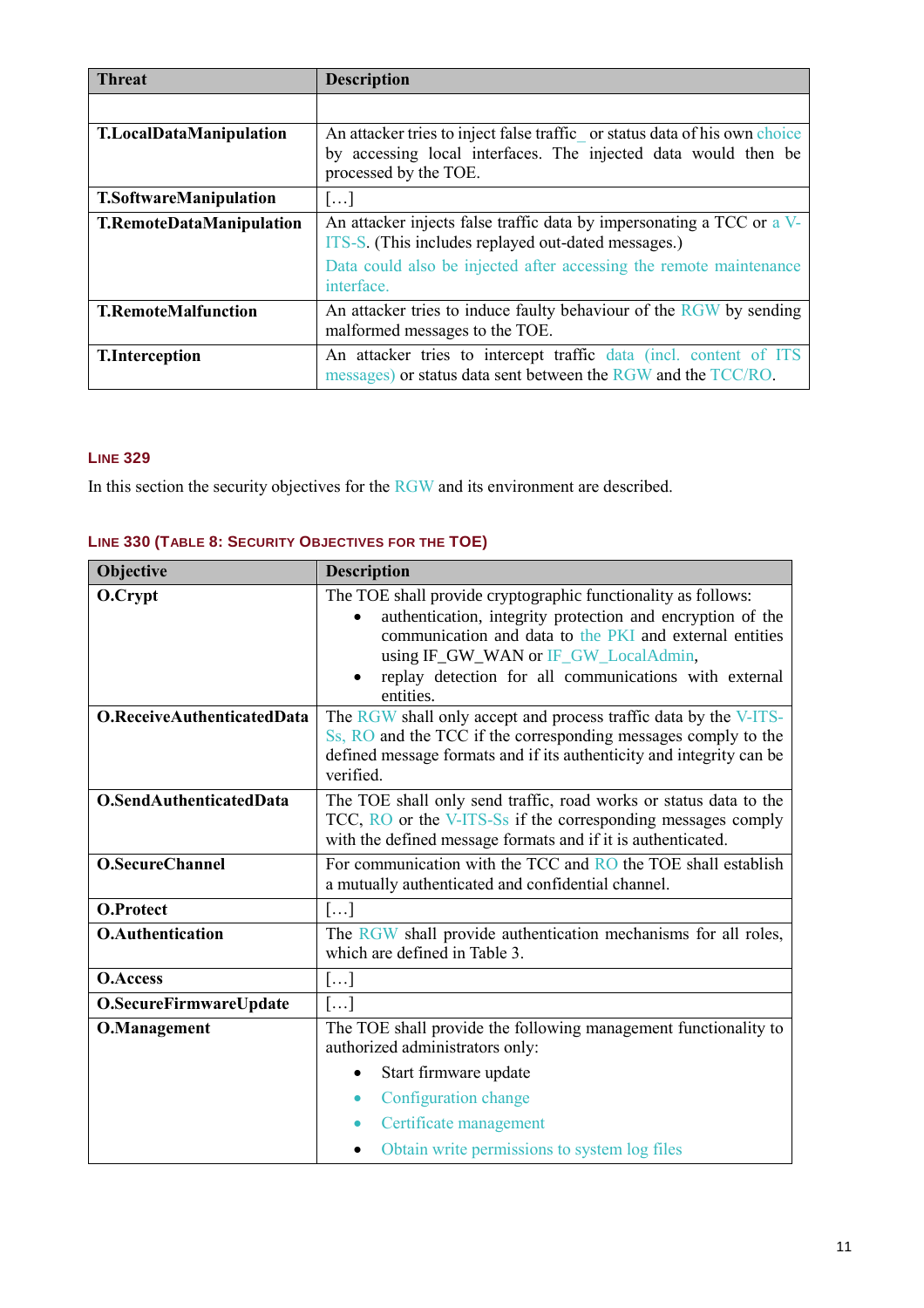| Threat | Description |
| --- | --- |
| | |
| **T.LocalDataManipulation** | An attacker tries to inject false traffic_ or status data of his own choice by accessing local interfaces. The injected data would then be processed by the TOE. |
| **T.SoftwareManipulation** | […] |
| **T.RemoteDataManipulation** | An attacker injects false traffic data by impersonating a TCC or a V-ITS-S. (This includes replayed out-dated messages.) Data could also be injected after accessing the remote maintenance interface. |
| **T.RemoteMalfunction** | An attacker tries to induce faulty behaviour of the RGW by sending malformed messages to the TOE. |
| **T.Interception** | An attacker tries to intercept traffic data (incl. content of ITS messages) or status data sent between the RGW and the TCC/RO. |

#### Line 329

In this section the security objectives for the RGW and its environment are described.

#### Line 330 (Table 8: Security Objectives for the TOE)

| Objective | Description |
| --- | --- |
| **O.Crypt** | The TOE shall provide cryptographic functionality as follows:<br>• authentication, integrity protection and encryption of the communication and data to the PKI and external entities using IF_GW_WAN or IF_GW_LocalAdmin,<br>• replay detection for all communications with external entities. |
| **O.ReceiveAuthenticatedData** | The RGW shall only accept and process traffic data by the V-ITS-Ss, RO and the TCC if the corresponding messages comply to the defined message formats and if its authenticity and integrity can be verified. |
| **O.SendAuthenticatedData** | The TOE shall only send traffic, road works or status data to the TCC, RO or the V-ITS-Ss if the corresponding messages comply with the defined message formats and if it is authenticated. |
| **O.SecureChannel** | For communication with the TCC and RO the TOE shall establish a mutually authenticated and confidential channel. |
| **O.Protect** | […] |
| **O.Authentication** | The RGW shall provide authentication mechanisms for all roles, which are defined in Table 3. |
| **O.Access** | […] |
| **O.SecureFirmwareUpdate** | […] |
| **O.Management** | The TOE shall provide the following management functionality to authorized administrators only:<br>• Start firmware update<br>• Configuration change<br>• Certificate management<br>• Obtain write permissions to system log files |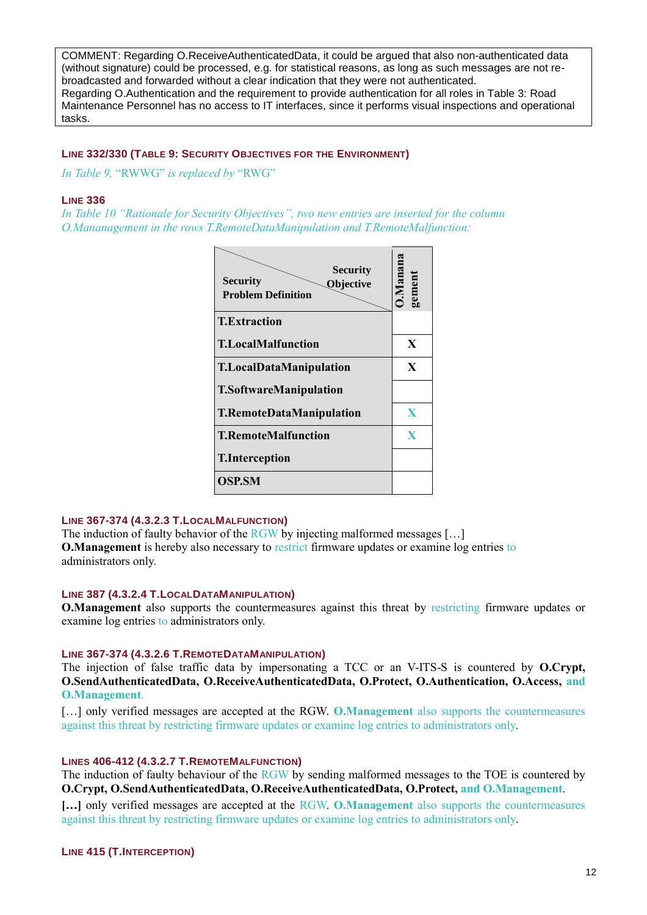COMMENT: Regarding O.ReceiveAuthenticatedData, it could be argued that also non-authenticated data (without signature) could be processed, e.g. for statistical reasons, as long as such messages are not re-broadcasted and forwarded without a clear indication that they were not authenticated.
Regarding O.Authentication and the requirement to provide authentication for all roles in Table 3: Road Maintenance Personnel has no access to IT interfaces, since it performs visual inspections and operational tasks.

#### LINE 332/330 (TABLE 9: SECURITY OBJECTIVES FOR THE ENVIRONMENT)

*In Table 9,* "RWWG" *is replaced by* "RWG"

#### LINE 336

*In Table 10 "Rationale for Security Objectives", two new entries are inserted for the column O.Mananagement in the rows T.RemoteDataManipulation and T.RemoteMalfunction:*

| Security Problem Definition \ Security Objective | O.Manana gement |
|---|---|
| **T.Extraction** | |
| **T.LocalMalfunction** | **X** |
| **T.LocalDataManipulation** | **X** |
| **T.SoftwareManipulation** | |
| **T.RemoteDataManipulation** | **X** |
| **T.RemoteMalfunction** | **X** |
| **T.Interception** | |
| **OSP.SM** | |

#### LINE 367-374 (4.3.2.3 T.LOCALMALFUNCTION)

The induction of faulty behavior of the RGW by injecting malformed messages […]
**O.Management** is hereby also necessary to restrict firmware updates or examine log entries to administrators only.

#### LINE 387 (4.3.2.4 T.LOCALDATAMANIPULATION)

**O.Management** also supports the countermeasures against this threat by restricting firmware updates or examine log entries to administrators only.

#### LINE 367-374 (4.3.2.6 T.REMOTEDATAMANIPULATION)

The injection of false traffic data by impersonating a TCC or an V-ITS-S is countered by **O.Crypt, O.SendAuthenticatedData, O.ReceiveAuthenticatedData, O.Protect, O.Authentication, O.Access, and O.Management**.

[…] only verified messages are accepted at the RGW. **O.Management** also supports the countermeasures against this threat by restricting firmware updates or examine log entries to administrators only.

#### LINES 406-412 (4.3.2.7 T.REMOTEMALFUNCTION)

The induction of faulty behaviour of the RGW by sending malformed messages to the TOE is countered by **O.Crypt, O.SendAuthenticatedData, O.ReceiveAuthenticatedData, O.Protect, and O.Management**.

**[…]** only verified messages are accepted at the RGW. **O.Management** also supports the countermeasures against this threat by restricting firmware updates or examine log entries to administrators only.

#### LINE 415 (T.INTERCEPTION)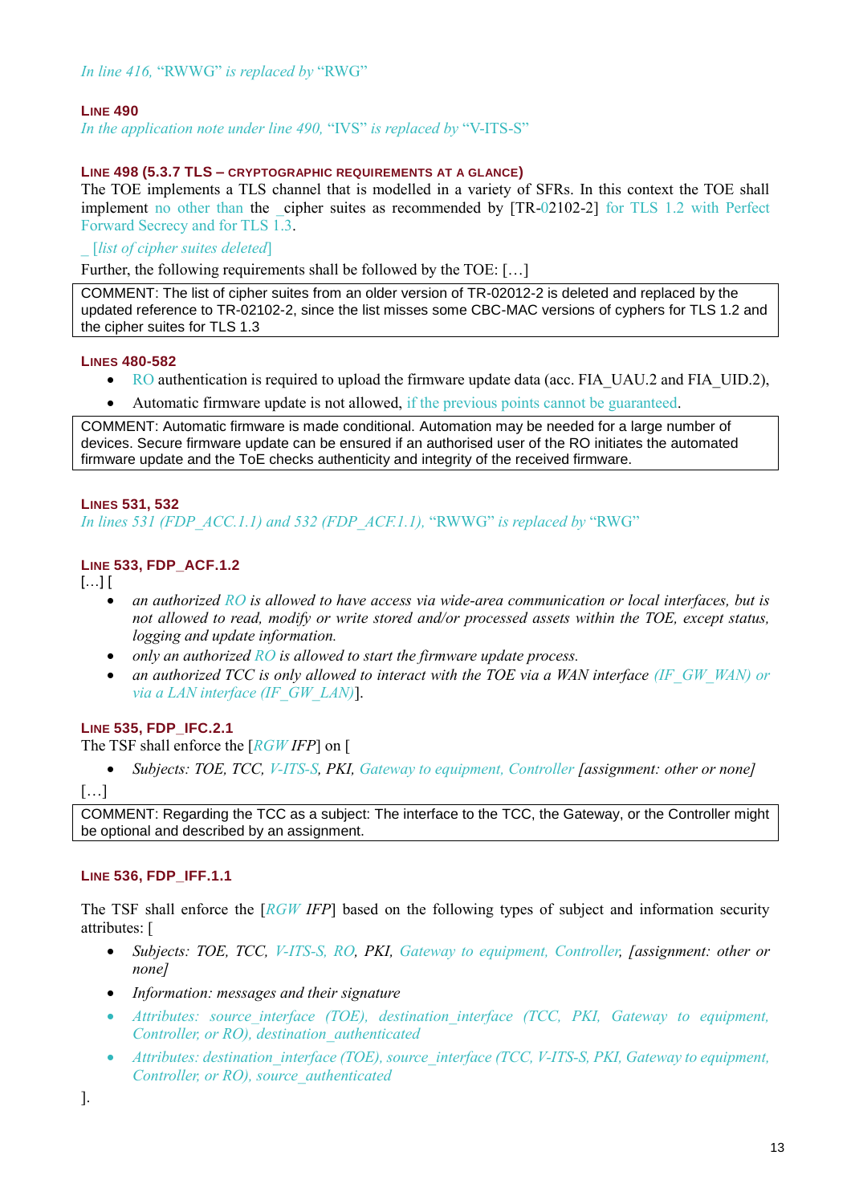*In line 416,* "RWWG" *is replaced by* "RWG"

#### LINE 490

*In the application note under line 490,* "IVS" *is replaced by* "V-ITS-S"

#### LINE 498 (5.3.7 TLS – CRYPTOGRAPHIC REQUIREMENTS AT A GLANCE)

The TOE implements a TLS channel that is modelled in a variety of SFRs. In this context the TOE shall implement no other than the _cipher suites as recommended by [TR-02102-2] for TLS 1.2 with Perfect Forward Secrecy and for TLS 1.3.

_ *[list of cipher suites deleted]*

Further, the following requirements shall be followed by the TOE: […]

> COMMENT: The list of cipher suites from an older version of TR-02012-2 is deleted and replaced by the updated reference to TR-02102-2, since the list misses some CBC-MAC versions of cyphers for TLS 1.2 and the cipher suites for TLS 1.3

#### LINES 480-582

- RO authentication is required to upload the firmware update data (acc. FIA_UAU.2 and FIA_UID.2),
- Automatic firmware update is not allowed, if the previous points cannot be guaranteed.

> COMMENT: Automatic firmware is made conditional. Automation may be needed for a large number of devices. Secure firmware update can be ensured if an authorised user of the RO initiates the automated firmware update and the ToE checks authenticity and integrity of the received firmware.

#### LINES 531, 532

*In lines 531 (FDP_ACC.1.1) and 532 (FDP_ACF.1.1),* "RWWG" *is replaced by* "RWG"

#### LINE 533, FDP_ACF.1.2

[…] [

- *an authorized RO is allowed to have access via wide-area communication or local interfaces, but is not allowed to read, modify or write stored and/or processed assets within the TOE, except status, logging and update information.*
- *only an authorized RO is allowed to start the firmware update process.*
- *an authorized TCC is only allowed to interact with the TOE via a WAN interface (IF_GW_WAN) or via a LAN interface (IF_GW_LAN)*].

#### LINE 535, FDP_IFC.2.1

The TSF shall enforce the [*RGW IFP*] on [

- *Subjects: TOE, TCC, V-ITS-S, PKI, Gateway to equipment, Controller [assignment: other or none]*

[…]

> COMMENT: Regarding the TCC as a subject: The interface to the TCC, the Gateway, or the Controller might be optional and described by an assignment.

#### LINE 536, FDP_IFF.1.1

The TSF shall enforce the [*RGW IFP*] based on the following types of subject and information security attributes: [

- *Subjects: TOE, TCC, V-ITS-S, RO, PKI, Gateway to equipment, Controller, [assignment: other or none]*
- *Information: messages and their signature*
- *Attributes: source_interface (TOE), destination_interface (TCC, PKI, Gateway to equipment, Controller, or RO), destination_authenticated*
- *Attributes: destination_interface (TOE), source_interface (TCC, V-ITS-S, PKI, Gateway to equipment, Controller, or RO), source_authenticated*

].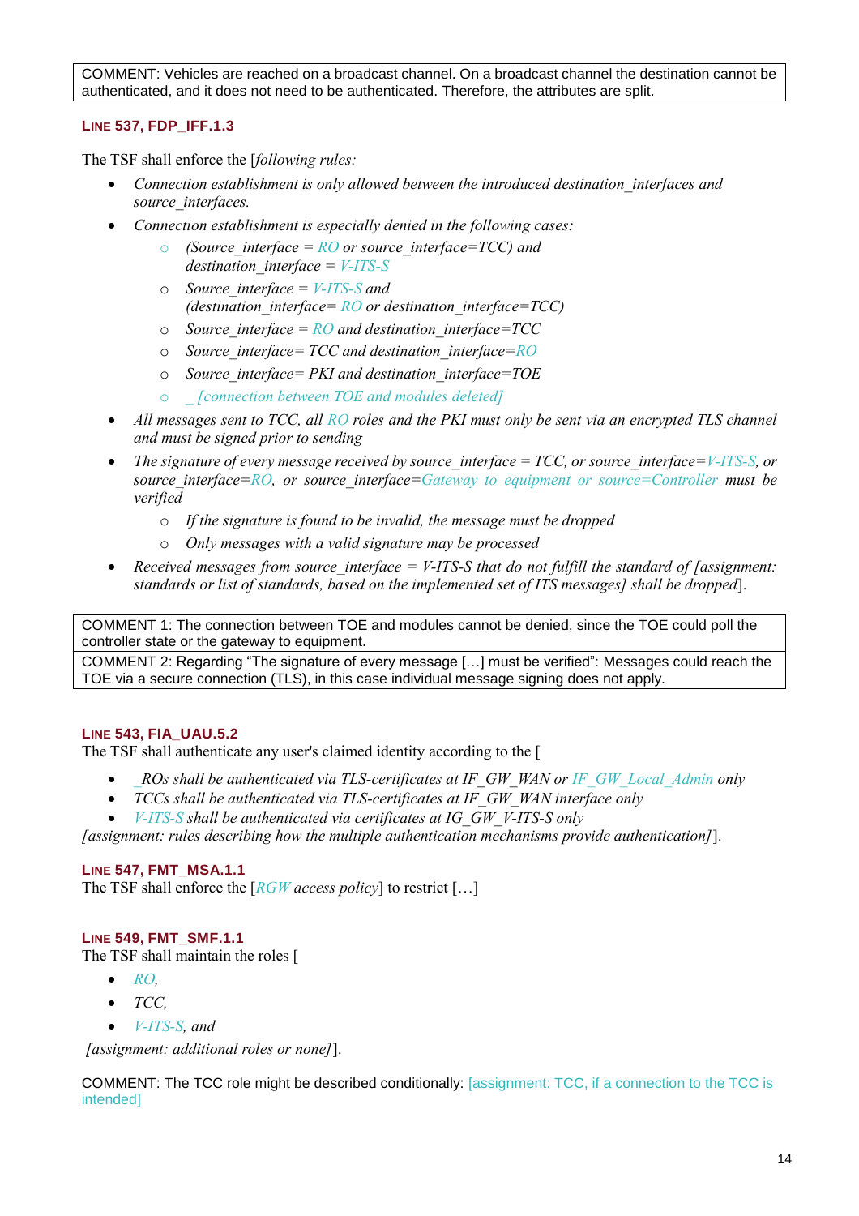COMMENT: Vehicles are reached on a broadcast channel. On a broadcast channel the destination cannot be authenticated, and it does not need to be authenticated. Therefore, the attributes are split.

### LINE 537, FDP_IFF.1.3

The TSF shall enforce the [*following rules:*

- *Connection establishment is only allowed between the introduced destination_interfaces and source_interfaces.*
- *Connection establishment is especially denied in the following cases:*
  - *(Source_interface = RO or source_interface=TCC) and destination_interface = V-ITS-S*
  - *Source_interface = V-ITS-S and (destination_interface= RO or destination_interface=TCC)*
  - *Source_interface = RO and destination_interface=TCC*
  - *Source_interface= TCC and destination_interface=RO*
  - *Source_interface= PKI and destination_interface=TOE*
  - *_ [connection between TOE and modules deleted]*
- *All messages sent to TCC, all RO roles and the PKI must only be sent via an encrypted TLS channel and must be signed prior to sending*
- *The signature of every message received by source_interface = TCC, or source_interface=V-ITS-S, or source_interface=RO, or source_interface=Gateway to equipment or source=Controller must be verified*
  - *If the signature is found to be invalid, the message must be dropped*
  - *Only messages with a valid signature may be processed*
- *Received messages from source_interface = V-ITS-S that do not fulfill the standard of [assignment: standards or list of standards, based on the implemented set of ITS messages] shall be dropped*].

COMMENT 1: The connection between TOE and modules cannot be denied, since the TOE could poll the controller state or the gateway to equipment.

COMMENT 2: Regarding "The signature of every message […] must be verified": Messages could reach the TOE via a secure connection (TLS), in this case individual message signing does not apply.

### LINE 543, FIA_UAU.5.2

The TSF shall authenticate any user's claimed identity according to the [

- *_ROs shall be authenticated via TLS-certificates at IF_GW_WAN or IF_GW_Local_Admin only*
- *TCCs shall be authenticated via TLS-certificates at IF_GW_WAN interface only*
- *V-ITS-S shall be authenticated via certificates at IG_GW_V-ITS-S only*

*[assignment: rules describing how the multiple authentication mechanisms provide authentication]*].

### LINE 547, FMT_MSA.1.1

The TSF shall enforce the [*RGW access policy*] to restrict […]

### LINE 549, FMT_SMF.1.1

The TSF shall maintain the roles [

- *RO,*
- *TCC,*
- *V-ITS-S, and*

*[assignment: additional roles or none]*].

COMMENT: The TCC role might be described conditionally: [assignment: TCC, if a connection to the TCC is intended]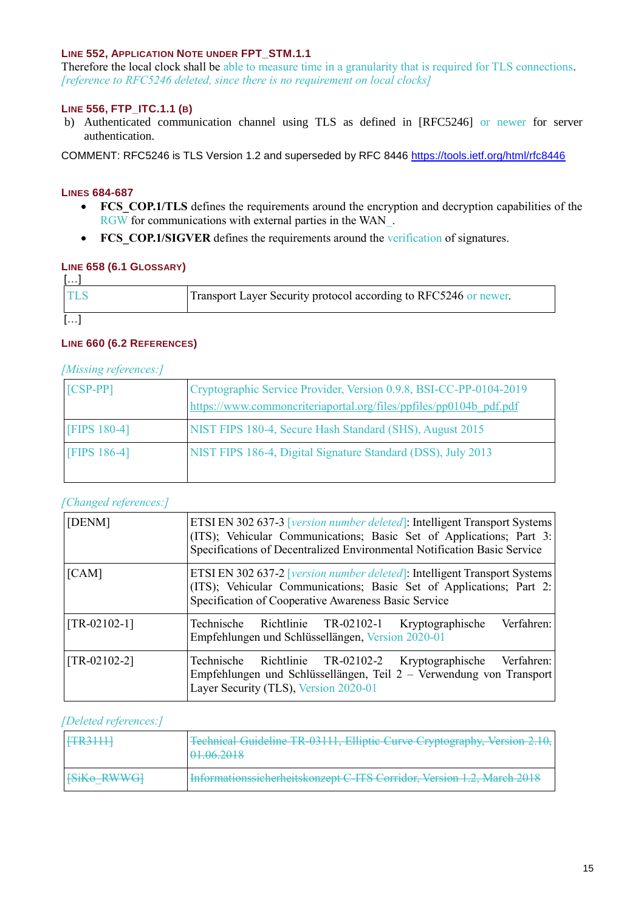#### Line 552, Application Note under FPT_STM.1.1

Therefore the local clock shall be able to measure time in a granularity that is required for TLS connections. *[reference to RFC5246 deleted, since there is no requirement on local clocks]*

#### Line 556, FTP_ITC.1.1 (b)

b) Authenticated communication channel using TLS as defined in [RFC5246] or newer for server authentication.

COMMENT: RFC5246 is TLS Version 1.2 and superseded by RFC 8446 https://tools.ietf.org/html/rfc8446

#### Lines 684-687

- **FCS_COP.1/TLS** defines the requirements around the encryption and decryption capabilities of the RGW for communications with external parties in the WAN_.
- **FCS_COP.1/SIGVER** defines the requirements around the verification of signatures.

#### Line 658 (6.1 Glossary)

[…]

| | |
|---|---|
| TLS | Transport Layer Security protocol according to RFC5246 or newer. |

[…]

#### Line 660 (6.2 References)

*[Missing references:]*

| | |
|---|---|
| [CSP-PP] | Cryptographic Service Provider, Version 0.9.8, BSI-CC-PP-0104-2019 https://www.commoncriteriaportal.org/files/ppfiles/pp0104b_pdf.pdf |
| [FIPS 180-4] | NIST FIPS 180-4, Secure Hash Standard (SHS), August 2015 |
| [FIPS 186-4] | NIST FIPS 186-4, Digital Signature Standard (DSS), July 2013 |

*[Changed references:]*

| | |
|---|---|
| [DENM] | ETSI EN 302 637-3 *[version number deleted]*: Intelligent Transport Systems (ITS); Vehicular Communications; Basic Set of Applications; Part 3: Specifications of Decentralized Environmental Notification Basic Service |
| [CAM] | ETSI EN 302 637-2 *[version number deleted]*: Intelligent Transport Systems (ITS); Vehicular Communications; Basic Set of Applications; Part 2: Specification of Cooperative Awareness Basic Service |
| [TR-02102-1] | Technische Richtlinie TR-02102-1 Kryptographische Verfahren: Empfehlungen und Schlüssellängen, Version 2020-01 |
| [TR-02102-2] | Technische Richtlinie TR-02102-2 Kryptographische Verfahren: Empfehlungen und Schlüssellängen, Teil 2 – Verwendung von Transport Layer Security (TLS), Version 2020-01 |

*[Deleted references:]*

| | |
|---|---|
| ~~[TR3111]~~ | ~~Technical Guideline TR-03111, Elliptic Curve Cryptography, Version 2.10, 01.06.2018~~ |
| ~~[SiKo_RWWG]~~ | ~~Informationssicherheitskonzept C-ITS Corridor, Version 1.2, March 2018~~ |